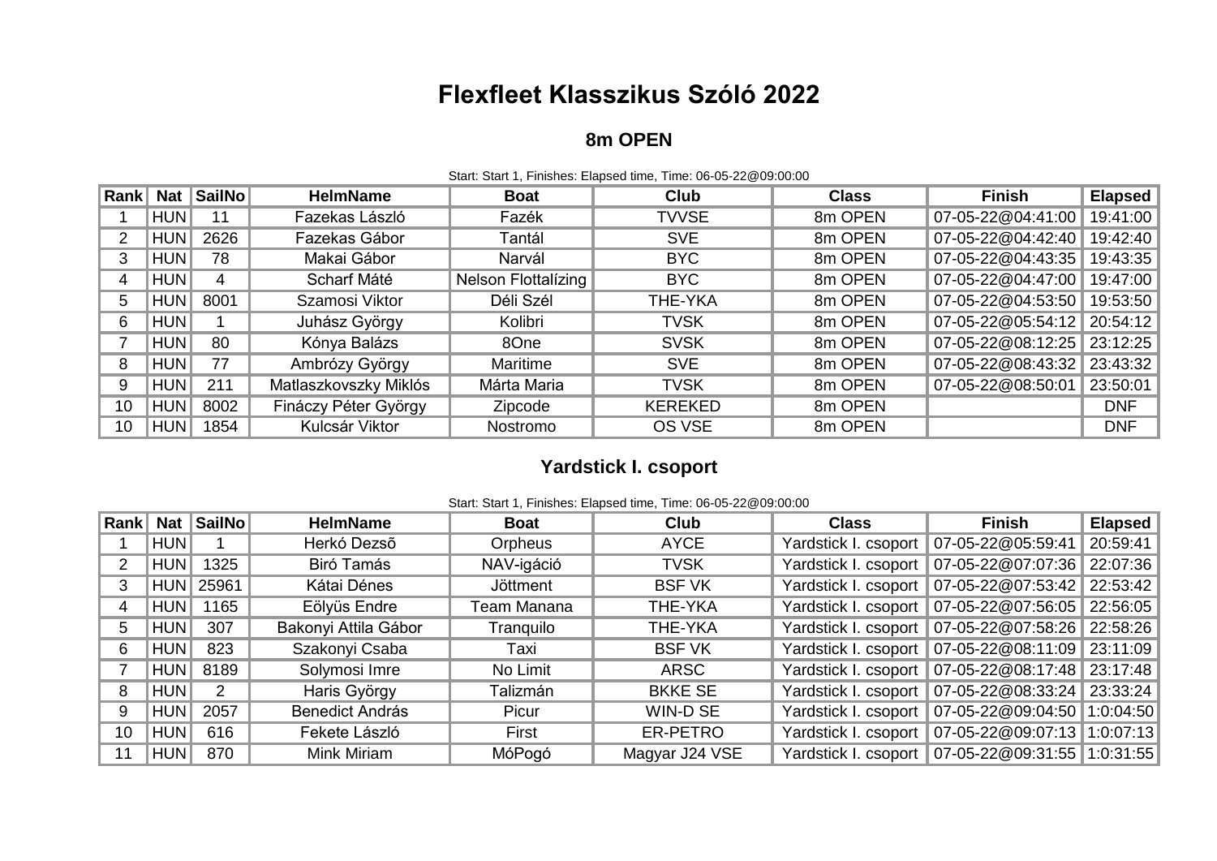# Flexfleet Klasszikus Szóló 2022

## 8m OPEN

Start: Start 1, Finishes: Elapsed time, Time: 06-05-22@09:00:00

| Rank | Nat | SailNo | HelmName | Boat | Club | Class | Finish | Elapsed |
|---|---|---|---|---|---|---|---|---|
| 1 | HUN | 11 | Fazekas László | Fazék | TVVSE | 8m OPEN | 07-05-22@04:41:00 | 19:41:00 |
| 2 | HUN | 2626 | Fazekas Gábor | Tantál | SVE | 8m OPEN | 07-05-22@04:42:40 | 19:42:40 |
| 3 | HUN | 78 | Makai Gábor | Narvál | BYC | 8m OPEN | 07-05-22@04:43:35 | 19:43:35 |
| 4 | HUN | 4 | Scharf Máté | Nelson Flottalízing | BYC | 8m OPEN | 07-05-22@04:47:00 | 19:47:00 |
| 5 | HUN | 8001 | Szamosi Viktor | Déli Szél | THE-YKA | 8m OPEN | 07-05-22@04:53:50 | 19:53:50 |
| 6 | HUN | 1 | Juhász György | Kolibri | TVSK | 8m OPEN | 07-05-22@05:54:12 | 20:54:12 |
| 7 | HUN | 80 | Kónya Balázs | 8One | SVSK | 8m OPEN | 07-05-22@08:12:25 | 23:12:25 |
| 8 | HUN | 77 | Ambrózy György | Maritime | SVE | 8m OPEN | 07-05-22@08:43:32 | 23:43:32 |
| 9 | HUN | 211 | Matlaszkovszky Miklós | Márta Maria | TVSK | 8m OPEN | 07-05-22@08:50:01 | 23:50:01 |
| 10 | HUN | 8002 | Fináczy Péter György | Zipcode | KEREKED | 8m OPEN | | DNF |
| 10 | HUN | 1854 | Kulcsár Viktor | Nostromo | OS VSE | 8m OPEN | | DNF |

## Yardstick I. csoport

Start: Start 1, Finishes: Elapsed time, Time: 06-05-22@09:00:00

| Rank | Nat | SailNo | HelmName | Boat | Club | Class | Finish | Elapsed |
|---|---|---|---|---|---|---|---|---|
| 1 | HUN | 1 | Herkó Dezsõ | Orpheus | AYCE | Yardstick I. csoport | 07-05-22@05:59:41 | 20:59:41 |
| 2 | HUN | 1325 | Biró Tamás | NAV-igáció | TVSK | Yardstick I. csoport | 07-05-22@07:07:36 | 22:07:36 |
| 3 | HUN | 25961 | Kátai Dénes | Jöttment | BSF VK | Yardstick I. csoport | 07-05-22@07:53:42 | 22:53:42 |
| 4 | HUN | 1165 | Eölyüs Endre | Team Manana | THE-YKA | Yardstick I. csoport | 07-05-22@07:56:05 | 22:56:05 |
| 5 | HUN | 307 | Bakonyi Attila Gábor | Tranquilo | THE-YKA | Yardstick I. csoport | 07-05-22@07:58:26 | 22:58:26 |
| 6 | HUN | 823 | Szakonyi Csaba | Taxi | BSF VK | Yardstick I. csoport | 07-05-22@08:11:09 | 23:11:09 |
| 7 | HUN | 8189 | Solymosi Imre | No Limit | ARSC | Yardstick I. csoport | 07-05-22@08:17:48 | 23:17:48 |
| 8 | HUN | 2 | Haris György | Talizmán | BKKE SE | Yardstick I. csoport | 07-05-22@08:33:24 | 23:33:24 |
| 9 | HUN | 2057 | Benedict András | Picur | WIN-D SE | Yardstick I. csoport | 07-05-22@09:04:50 | 1:0:04:50 |
| 10 | HUN | 616 | Fekete László | First | ER-PETRO | Yardstick I. csoport | 07-05-22@09:07:13 | 1:0:07:13 |
| 11 | HUN | 870 | Mink Miriam | MóPogó | Magyar J24 VSE | Yardstick I. csoport | 07-05-22@09:31:55 | 1:0:31:55 |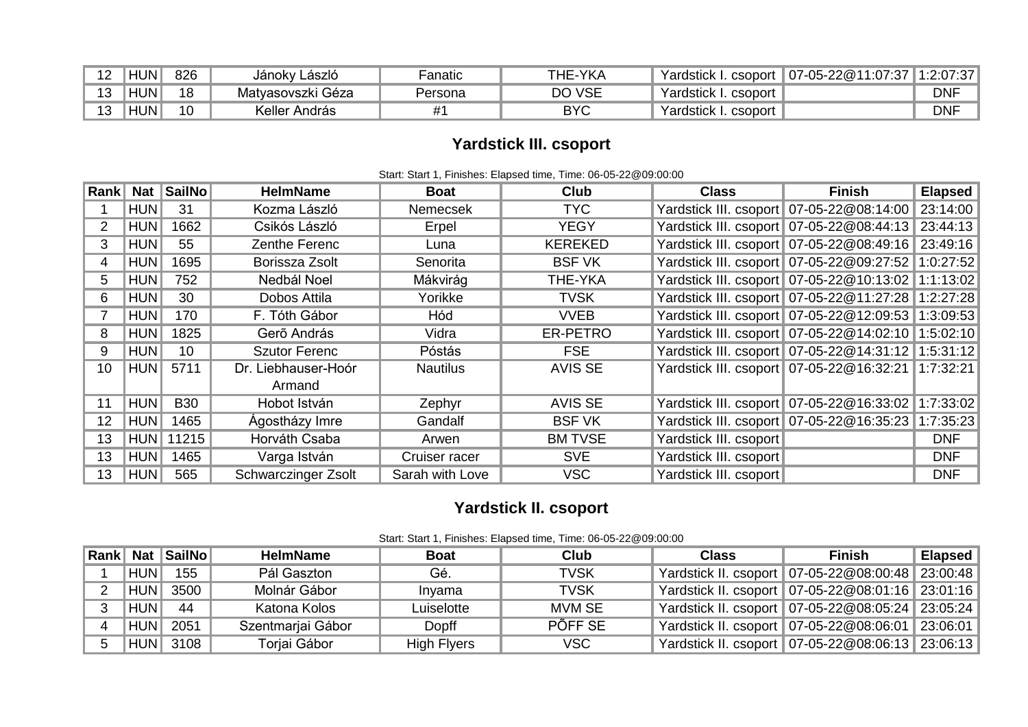| 12 | HUN | 826 | Jánoky László | Fanatic | THE-YKA | Yardstick I. csoport | 07-05-22@11:07:37 | 1:2:07:37 |
|---|---|---|---|---|---|---|---|---|
| 13 | HUN | 18 | Matyasovszki Géza | Persona | DO VSE | Yardstick I. csoport | | DNF |
| 13 | HUN | 10 | Keller András | #1 | BYC | Yardstick I. csoport | | DNF |

## Yardstick III. csoport

Start: Start 1, Finishes: Elapsed time, Time: 06-05-22@09:00:00

| Rank | Nat | SailNo | HelmName | Boat | Club | Class | Finish | Elapsed |
|---|---|---|---|---|---|---|---|---|
| 1 | HUN | 31 | Kozma László | Nemecsek | TYC | Yardstick III. csoport | 07-05-22@08:14:00 | 23:14:00 |
| 2 | HUN | 1662 | Csikós László | Erpel | YEGY | Yardstick III. csoport | 07-05-22@08:44:13 | 23:44:13 |
| 3 | HUN | 55 | Zenthe Ferenc | Luna | KEREKED | Yardstick III. csoport | 07-05-22@08:49:16 | 23:49:16 |
| 4 | HUN | 1695 | Borissza Zsolt | Senorita | BSF VK | Yardstick III. csoport | 07-05-22@09:27:52 | 1:0:27:52 |
| 5 | HUN | 752 | Nedbál Noel | Mákvirág | THE-YKA | Yardstick III. csoport | 07-05-22@10:13:02 | 1:1:13:02 |
| 6 | HUN | 30 | Dobos Attila | Yorikke | TVSK | Yardstick III. csoport | 07-05-22@11:27:28 | 1:2:27:28 |
| 7 | HUN | 170 | F. Tóth Gábor | Hód | VVEB | Yardstick III. csoport | 07-05-22@12:09:53 | 1:3:09:53 |
| 8 | HUN | 1825 | Gerõ András | Vidra | ER-PETRO | Yardstick III. csoport | 07-05-22@14:02:10 | 1:5:02:10 |
| 9 | HUN | 10 | Szutor Ferenc | Póstás | FSE | Yardstick III. csoport | 07-05-22@14:31:12 | 1:5:31:12 |
| 10 | HUN | 5711 | Dr. Liebhauser-Hoór Armand | Nautilus | AVIS SE | Yardstick III. csoport | 07-05-22@16:32:21 | 1:7:32:21 |
| 11 | HUN | B30 | Hobot István | Zephyr | AVIS SE | Yardstick III. csoport | 07-05-22@16:33:02 | 1:7:33:02 |
| 12 | HUN | 1465 | Ágostházy Imre | Gandalf | BSF VK | Yardstick III. csoport | 07-05-22@16:35:23 | 1:7:35:23 |
| 13 | HUN | 11215 | Horváth Csaba | Arwen | BM TVSE | Yardstick III. csoport | | DNF |
| 13 | HUN | 1465 | Varga István | Cruiser racer | SVE | Yardstick III. csoport | | DNF |
| 13 | HUN | 565 | Schwarczinger Zsolt | Sarah with Love | VSC | Yardstick III. csoport | | DNF |

## Yardstick II. csoport

Start: Start 1, Finishes: Elapsed time, Time: 06-05-22@09:00:00

| Rank | Nat | SailNo | HelmName | Boat | Club | Class | Finish | Elapsed |
|---|---|---|---|---|---|---|---|---|
| 1 | HUN | 155 | Pál Gaszton | Gé. | TVSK | Yardstick II. csoport | 07-05-22@08:00:48 | 23:00:48 |
| 2 | HUN | 3500 | Molnár Gábor | Inyama | TVSK | Yardstick II. csoport | 07-05-22@08:01:16 | 23:01:16 |
| 3 | HUN | 44 | Katona Kolos | Luiselotte | MVM SE | Yardstick II. csoport | 07-05-22@08:05:24 | 23:05:24 |
| 4 | HUN | 2051 | Szentmarjai Gábor | Dopff | PÕFF SE | Yardstick II. csoport | 07-05-22@08:06:01 | 23:06:01 |
| 5 | HUN | 3108 | Torjai Gábor | High Flyers | VSC | Yardstick II. csoport | 07-05-22@08:06:13 | 23:06:13 |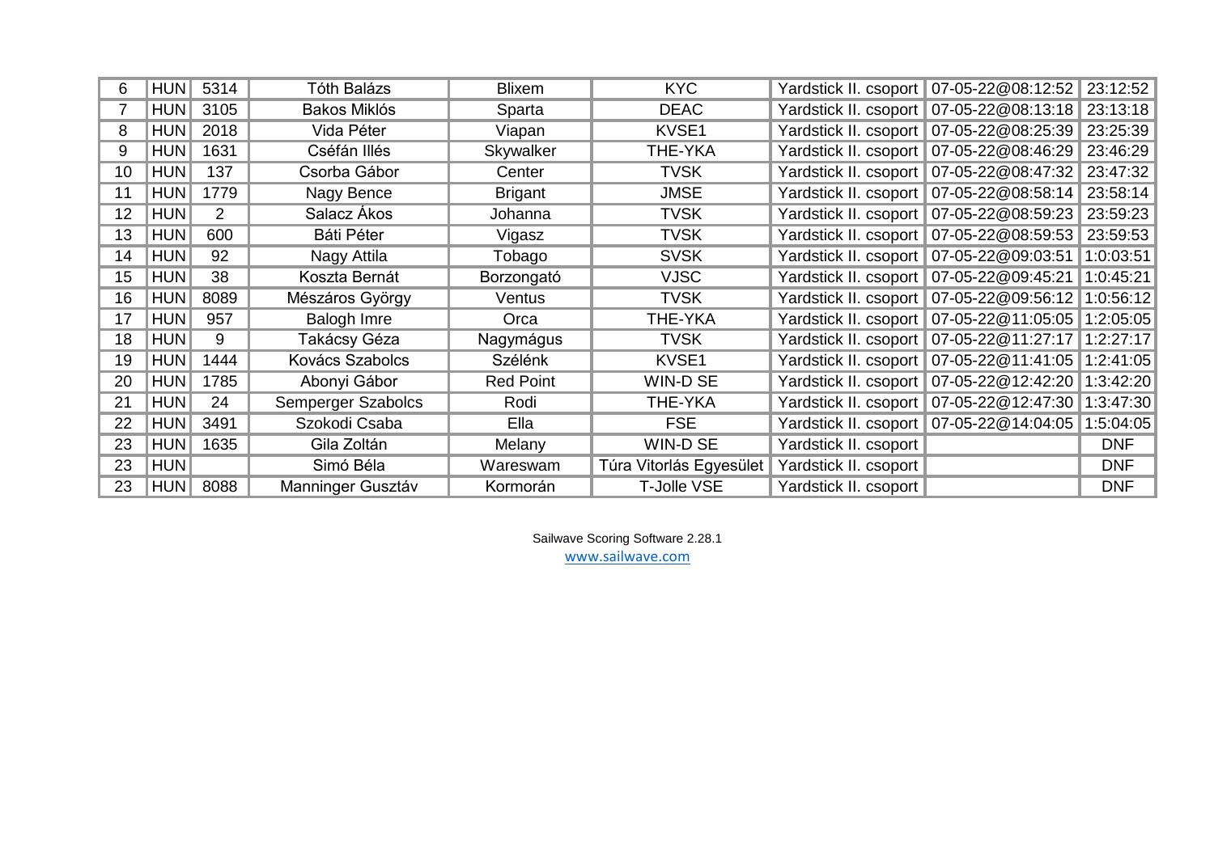| | | | | | | | | |
|---|---|---|---|---|---|---|---|---|
| 6 | HUN | 5314 | Tóth Balázs | Blixem | KYC | Yardstick II. csoport | 07-05-22@08:12:52 | 23:12:52 |
| 7 | HUN | 3105 | Bakos Miklós | Sparta | DEAC | Yardstick II. csoport | 07-05-22@08:13:18 | 23:13:18 |
| 8 | HUN | 2018 | Vida Péter | Viapan | KVSE1 | Yardstick II. csoport | 07-05-22@08:25:39 | 23:25:39 |
| 9 | HUN | 1631 | Cséfán Illés | Skywalker | THE-YKA | Yardstick II. csoport | 07-05-22@08:46:29 | 23:46:29 |
| 10 | HUN | 137 | Csorba Gábor | Center | TVSK | Yardstick II. csoport | 07-05-22@08:47:32 | 23:47:32 |
| 11 | HUN | 1779 | Nagy Bence | Brigant | JMSE | Yardstick II. csoport | 07-05-22@08:58:14 | 23:58:14 |
| 12 | HUN | 2 | Salacz Ákos | Johanna | TVSK | Yardstick II. csoport | 07-05-22@08:59:23 | 23:59:23 |
| 13 | HUN | 600 | Báti Péter | Vigasz | TVSK | Yardstick II. csoport | 07-05-22@08:59:53 | 23:59:53 |
| 14 | HUN | 92 | Nagy Attila | Tobago | SVSK | Yardstick II. csoport | 07-05-22@09:03:51 | 1:0:03:51 |
| 15 | HUN | 38 | Koszta Bernát | Borzongató | VJSC | Yardstick II. csoport | 07-05-22@09:45:21 | 1:0:45:21 |
| 16 | HUN | 8089 | Mészáros György | Ventus | TVSK | Yardstick II. csoport | 07-05-22@09:56:12 | 1:0:56:12 |
| 17 | HUN | 957 | Balogh Imre | Orca | THE-YKA | Yardstick II. csoport | 07-05-22@11:05:05 | 1:2:05:05 |
| 18 | HUN | 9 | Takácsy Géza | Nagymágus | TVSK | Yardstick II. csoport | 07-05-22@11:27:17 | 1:2:27:17 |
| 19 | HUN | 1444 | Kovács Szabolcs | Szélénk | KVSE1 | Yardstick II. csoport | 07-05-22@11:41:05 | 1:2:41:05 |
| 20 | HUN | 1785 | Abonyi Gábor | Red Point | WIN-D SE | Yardstick II. csoport | 07-05-22@12:42:20 | 1:3:42:20 |
| 21 | HUN | 24 | Semperger Szabolcs | Rodi | THE-YKA | Yardstick II. csoport | 07-05-22@12:47:30 | 1:3:47:30 |
| 22 | HUN | 3491 | Szokodi Csaba | Ella | FSE | Yardstick II. csoport | 07-05-22@14:04:05 | 1:5:04:05 |
| 23 | HUN | 1635 | Gila Zoltán | Melany | WIN-D SE | Yardstick II. csoport | | DNF |
| 23 | HUN | | Simó Béla | Wareswam | Túra Vitorlás Egyesület | Yardstick II. csoport | | DNF |
| 23 | HUN | 8088 | Manninger Gusztáv | Kormorán | T-Jolle VSE | Yardstick II. csoport | | DNF |

Sailwave Scoring Software 2.28.1
www.sailwave.com